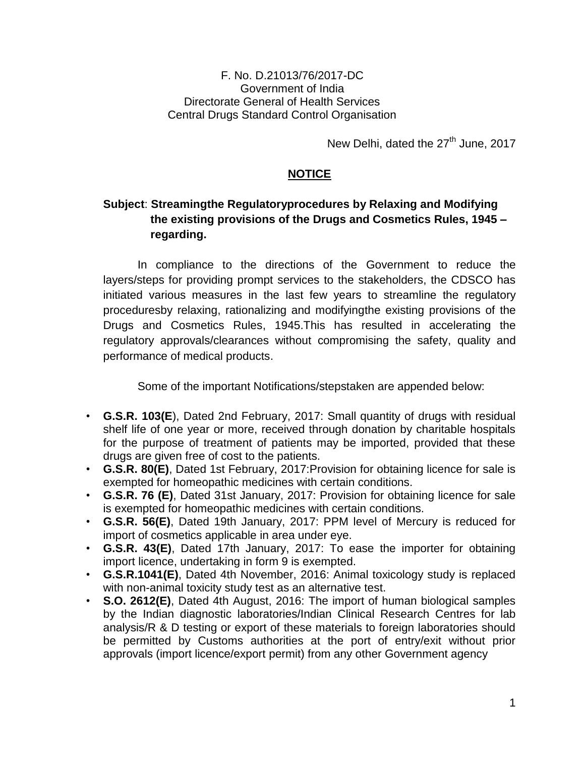F. No. D.21013/76/2017-DC
Government of India
Directorate General of Health Services
Central Drugs Standard Control Organisation

New Delhi, dated the 27th June, 2017

## NOTICE

**Subject**: **Streamingthe Regulatoryprocedures by Relaxing and Modifying the existing provisions of the Drugs and Cosmetics Rules, 1945 – regarding.**

In compliance to the directions of the Government to reduce the layers/steps for providing prompt services to the stakeholders, the CDSCO has initiated various measures in the last few years to streamline the regulatory proceduresby relaxing, rationalizing and modifyingthe existing provisions of the Drugs and Cosmetics Rules, 1945.This has resulted in accelerating the regulatory approvals/clearances without compromising the safety, quality and performance of medical products.

Some of the important Notifications/stepstaken are appended below:

- **G.S.R. 103(E**), Dated 2nd February, 2017: Small quantity of drugs with residual shelf life of one year or more, received through donation by charitable hospitals for the purpose of treatment of patients may be imported, provided that these drugs are given free of cost to the patients.
- **G.S.R. 80(E)**, Dated 1st February, 2017:Provision for obtaining licence for sale is exempted for homeopathic medicines with certain conditions.
- **G.S.R. 76 (E)**, Dated 31st January, 2017: Provision for obtaining licence for sale is exempted for homeopathic medicines with certain conditions.
- **G.S.R. 56(E)**, Dated 19th January, 2017: PPM level of Mercury is reduced for import of cosmetics applicable in area under eye.
- **G.S.R. 43(E)**, Dated 17th January, 2017: To ease the importer for obtaining import licence, undertaking in form 9 is exempted.
- **G.S.R.1041(E)**, Dated 4th November, 2016: Animal toxicology study is replaced with non-animal toxicity study test as an alternative test.
- **S.O. 2612(E)**, Dated 4th August, 2016: The import of human biological samples by the Indian diagnostic laboratories/Indian Clinical Research Centres for lab analysis/R & D testing or export of these materials to foreign laboratories should be permitted by Customs authorities at the port of entry/exit without prior approvals (import licence/export permit) from any other Government agency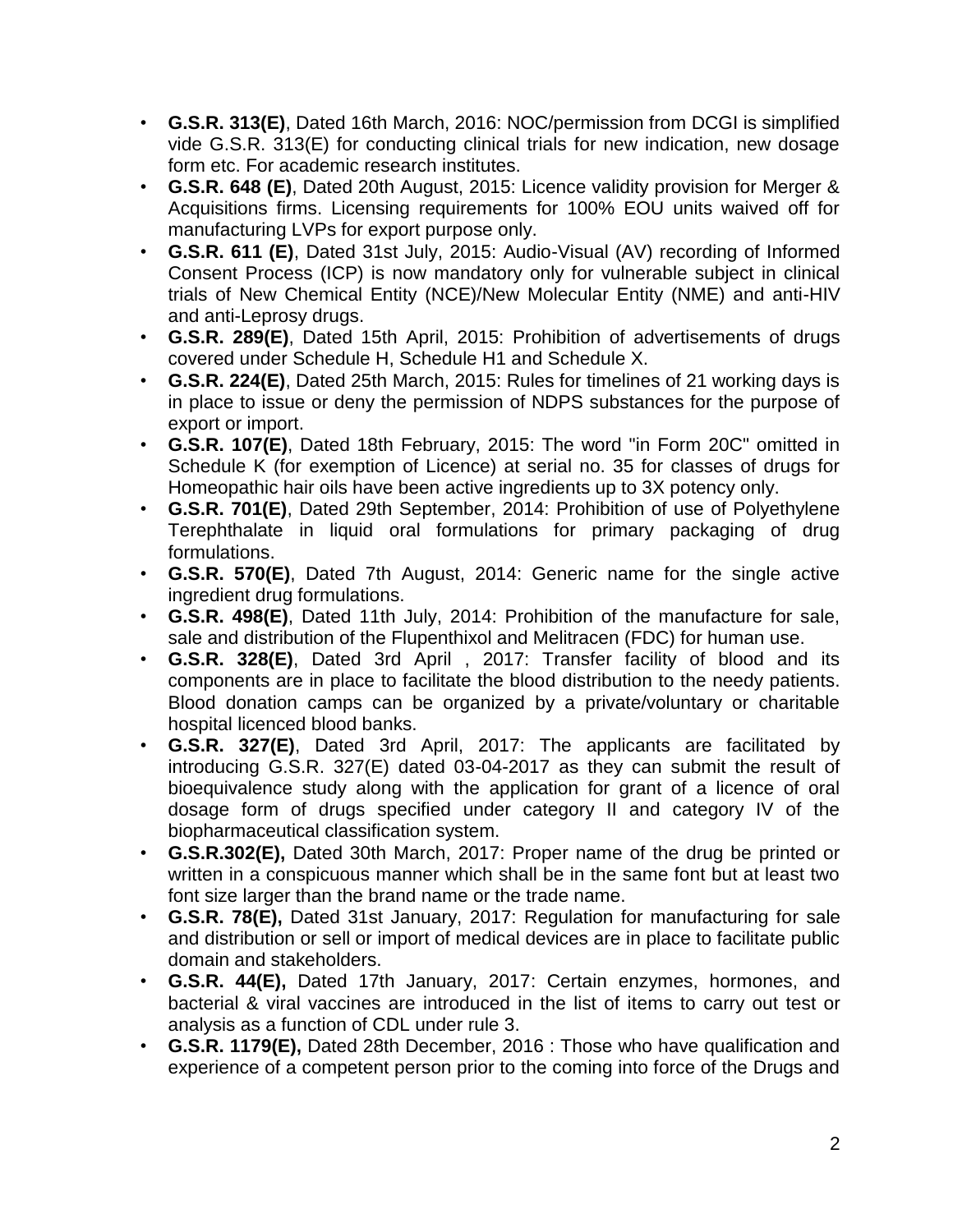- **G.S.R. 313(E)**, Dated 16th March, 2016: NOC/permission from DCGI is simplified vide G.S.R. 313(E) for conducting clinical trials for new indication, new dosage form etc. For academic research institutes.
- **G.S.R. 648 (E)**, Dated 20th August, 2015: Licence validity provision for Merger & Acquisitions firms. Licensing requirements for 100% EOU units waived off for manufacturing LVPs for export purpose only.
- **G.S.R. 611 (E)**, Dated 31st July, 2015: Audio-Visual (AV) recording of Informed Consent Process (ICP) is now mandatory only for vulnerable subject in clinical trials of New Chemical Entity (NCE)/New Molecular Entity (NME) and anti-HIV and anti-Leprosy drugs.
- **G.S.R. 289(E)**, Dated 15th April, 2015: Prohibition of advertisements of drugs covered under Schedule H, Schedule H1 and Schedule X.
- **G.S.R. 224(E)**, Dated 25th March, 2015: Rules for timelines of 21 working days is in place to issue or deny the permission of NDPS substances for the purpose of export or import.
- **G.S.R. 107(E)**, Dated 18th February, 2015: The word "in Form 20C" omitted in Schedule K (for exemption of Licence) at serial no. 35 for classes of drugs for Homeopathic hair oils have been active ingredients up to 3X potency only.
- **G.S.R. 701(E)**, Dated 29th September, 2014: Prohibition of use of Polyethylene Terephthalate in liquid oral formulations for primary packaging of drug formulations.
- **G.S.R. 570(E)**, Dated 7th August, 2014: Generic name for the single active ingredient drug formulations.
- **G.S.R. 498(E)**, Dated 11th July, 2014: Prohibition of the manufacture for sale, sale and distribution of the Flupenthixol and Melitracen (FDC) for human use.
- **G.S.R. 328(E)**, Dated 3rd April , 2017: Transfer facility of blood and its components are in place to facilitate the blood distribution to the needy patients. Blood donation camps can be organized by a private/voluntary or charitable hospital licenced blood banks.
- **G.S.R. 327(E)**, Dated 3rd April, 2017: The applicants are facilitated by introducing G.S.R. 327(E) dated 03-04-2017 as they can submit the result of bioequivalence study along with the application for grant of a licence of oral dosage form of drugs specified under category II and category IV of the biopharmaceutical classification system.
- **G.S.R.302(E),** Dated 30th March, 2017: Proper name of the drug be printed or written in a conspicuous manner which shall be in the same font but at least two font size larger than the brand name or the trade name.
- **G.S.R. 78(E),** Dated 31st January, 2017: Regulation for manufacturing for sale and distribution or sell or import of medical devices are in place to facilitate public domain and stakeholders.
- **G.S.R. 44(E),** Dated 17th January, 2017: Certain enzymes, hormones, and bacterial & viral vaccines are introduced in the list of items to carry out test or analysis as a function of CDL under rule 3.
- **G.S.R. 1179(E),** Dated 28th December, 2016 : Those who have qualification and experience of a competent person prior to the coming into force of the Drugs and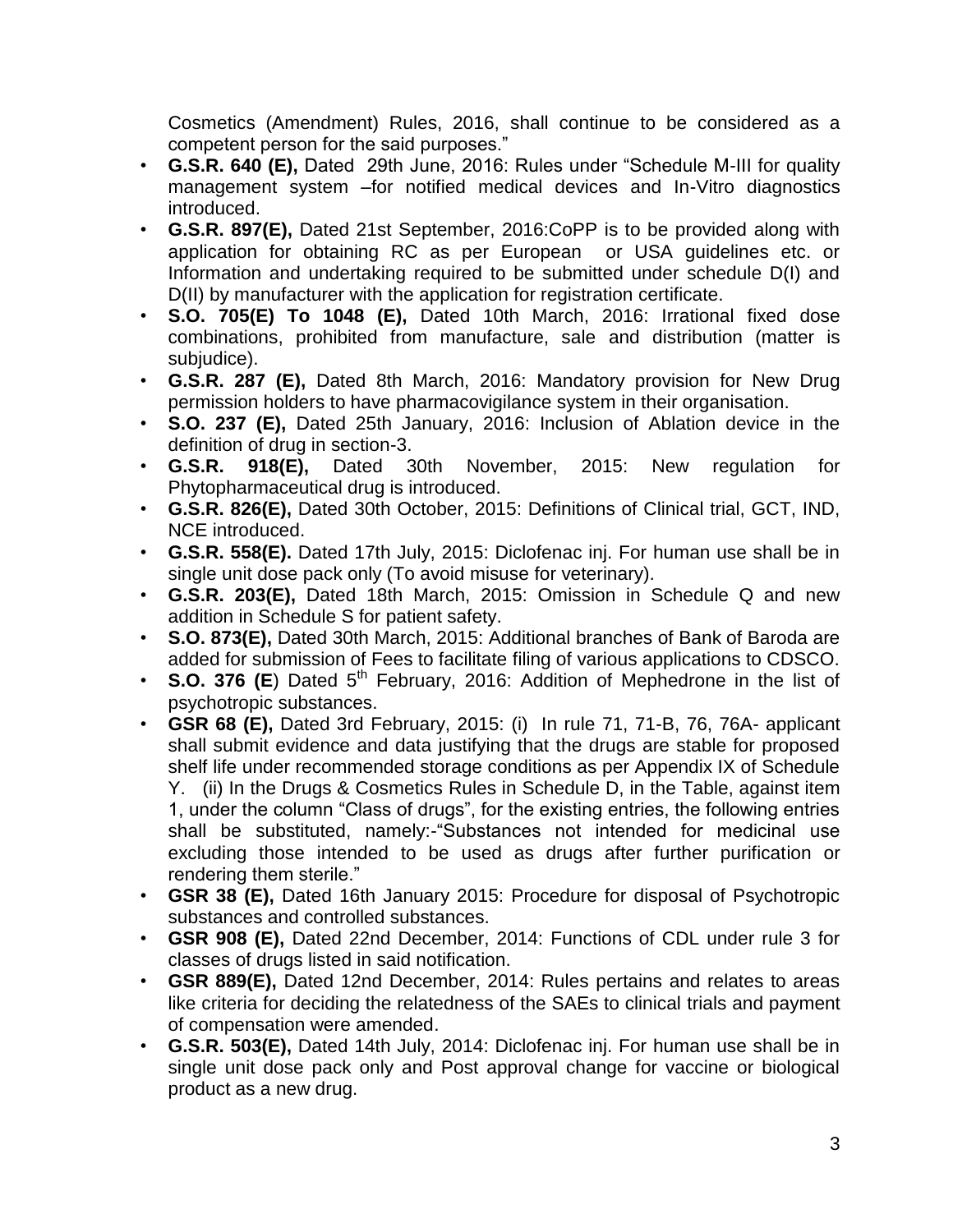Cosmetics (Amendment) Rules, 2016, shall continue to be considered as a competent person for the said purposes."

- **G.S.R. 640 (E),** Dated 29th June, 2016: Rules under "Schedule M-III for quality management system –for notified medical devices and In-Vitro diagnostics introduced.
- **G.S.R. 897(E),** Dated 21st September, 2016:CoPP is to be provided along with application for obtaining RC as per European or USA guidelines etc. or Information and undertaking required to be submitted under schedule D(I) and D(II) by manufacturer with the application for registration certificate.
- **S.O. 705(E) To 1048 (E),** Dated 10th March, 2016: Irrational fixed dose combinations, prohibited from manufacture, sale and distribution (matter is subjudice).
- **G.S.R. 287 (E),** Dated 8th March, 2016: Mandatory provision for New Drug permission holders to have pharmacovigilance system in their organisation.
- **S.O. 237 (E),** Dated 25th January, 2016: Inclusion of Ablation device in the definition of drug in section-3.
- **G.S.R. 918(E),** Dated 30th November, 2015: New regulation for Phytopharmaceutical drug is introduced.
- **G.S.R. 826(E),** Dated 30th October, 2015: Definitions of Clinical trial, GCT, IND, NCE introduced.
- **G.S.R. 558(E).** Dated 17th July, 2015: Diclofenac inj. For human use shall be in single unit dose pack only (To avoid misuse for veterinary).
- **G.S.R. 203(E),** Dated 18th March, 2015: Omission in Schedule Q and new addition in Schedule S for patient safety.
- **S.O. 873(E),** Dated 30th March, 2015: Additional branches of Bank of Baroda are added for submission of Fees to facilitate filing of various applications to CDSCO.
- **S.O. 376 (E**) Dated 5th February, 2016: Addition of Mephedrone in the list of psychotropic substances.
- **GSR 68 (E),** Dated 3rd February, 2015: (i) In rule 71, 71-B, 76, 76A- applicant shall submit evidence and data justifying that the drugs are stable for proposed shelf life under recommended storage conditions as per Appendix IX of Schedule Y. (ii) In the Drugs & Cosmetics Rules in Schedule D, in the Table, against item 1, under the column "Class of drugs", for the existing entries, the following entries shall be substituted, namely:-"Substances not intended for medicinal use excluding those intended to be used as drugs after further purification or rendering them sterile."
- **GSR 38 (E),** Dated 16th January 2015: Procedure for disposal of Psychotropic substances and controlled substances.
- **GSR 908 (E),** Dated 22nd December, 2014: Functions of CDL under rule 3 for classes of drugs listed in said notification.
- **GSR 889(E),** Dated 12nd December, 2014: Rules pertains and relates to areas like criteria for deciding the relatedness of the SAEs to clinical trials and payment of compensation were amended.
- **G.S.R. 503(E),** Dated 14th July, 2014: Diclofenac inj. For human use shall be in single unit dose pack only and Post approval change for vaccine or biological product as a new drug.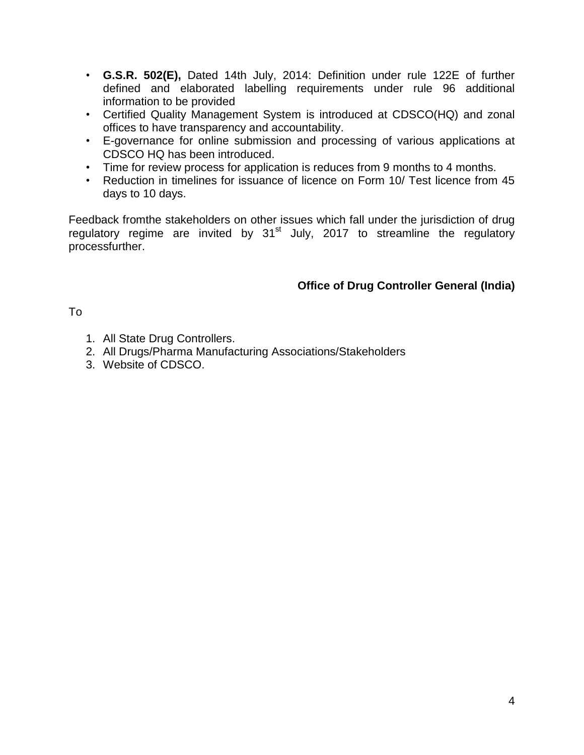- **G.S.R. 502(E),** Dated 14th July, 2014: Definition under rule 122E of further defined and elaborated labelling requirements under rule 96 additional information to be provided
- Certified Quality Management System is introduced at CDSCO(HQ) and zonal offices to have transparency and accountability.
- E-governance for online submission and processing of various applications at CDSCO HQ has been introduced.
- Time for review process for application is reduces from 9 months to 4 months.
- Reduction in timelines for issuance of licence on Form 10/ Test licence from 45 days to 10 days.

Feedback fromthe stakeholders on other issues which fall under the jurisdiction of drug regulatory regime are invited by 31st July, 2017 to streamline the regulatory processfurther.

**Office of Drug Controller General (India)**

To

1. All State Drug Controllers.
2. All Drugs/Pharma Manufacturing Associations/Stakeholders
3. Website of CDSCO.